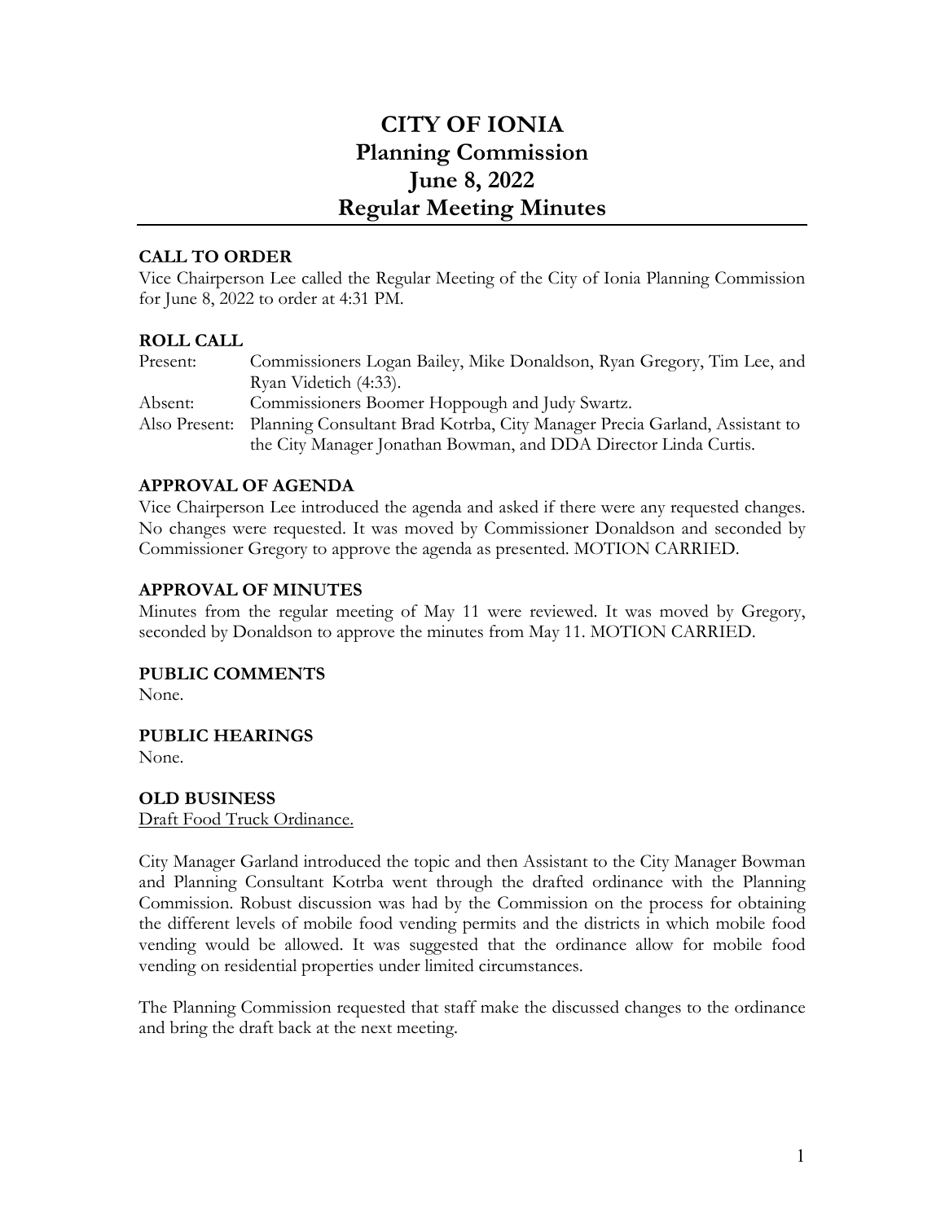# CITY OF IONIA
# Planning Commission
# June 8, 2022
# Regular Meeting Minutes

### CALL TO ORDER

Vice Chairperson Lee called the Regular Meeting of the City of Ionia Planning Commission for June 8, 2022 to order at 4:31 PM.

### ROLL CALL

Present: Commissioners Logan Bailey, Mike Donaldson, Ryan Gregory, Tim Lee, and Ryan Videtich (4:33).

Absent: Commissioners Boomer Hoppough and Judy Swartz.

Also Present: Planning Consultant Brad Kotrba, City Manager Precia Garland, Assistant to the City Manager Jonathan Bowman, and DDA Director Linda Curtis.

### APPROVAL OF AGENDA

Vice Chairperson Lee introduced the agenda and asked if there were any requested changes. No changes were requested. It was moved by Commissioner Donaldson and seconded by Commissioner Gregory to approve the agenda as presented. MOTION CARRIED.

### APPROVAL OF MINUTES

Minutes from the regular meeting of May 11 were reviewed. It was moved by Gregory, seconded by Donaldson to approve the minutes from May 11. MOTION CARRIED.

### PUBLIC COMMENTS

None.

### PUBLIC HEARINGS

None.

### OLD BUSINESS

Draft Food Truck Ordinance.

City Manager Garland introduced the topic and then Assistant to the City Manager Bowman and Planning Consultant Kotrba went through the drafted ordinance with the Planning Commission. Robust discussion was had by the Commission on the process for obtaining the different levels of mobile food vending permits and the districts in which mobile food vending would be allowed. It was suggested that the ordinance allow for mobile food vending on residential properties under limited circumstances.

The Planning Commission requested that staff make the discussed changes to the ordinance and bring the draft back at the next meeting.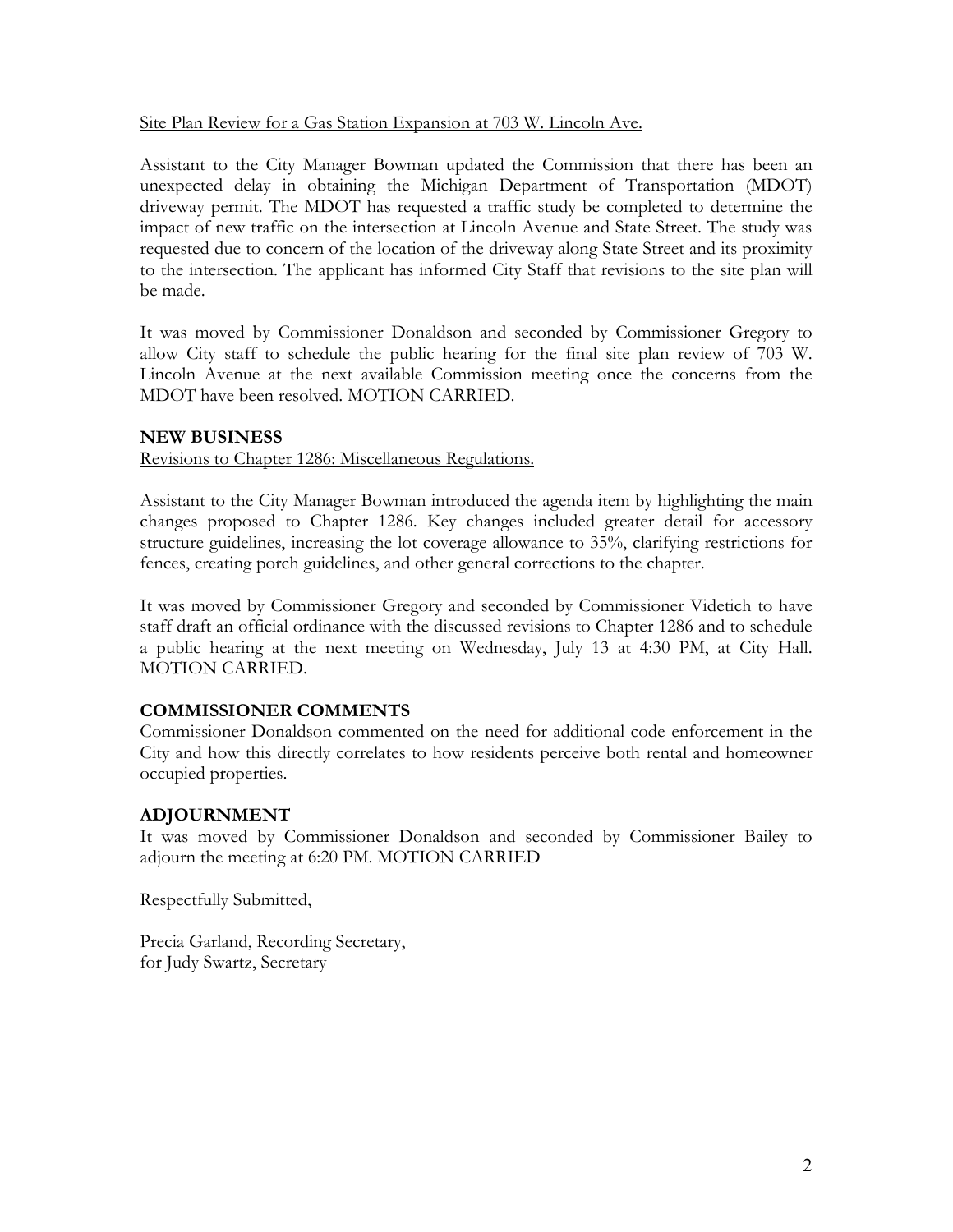Site Plan Review for a Gas Station Expansion at 703 W. Lincoln Ave.

Assistant to the City Manager Bowman updated the Commission that there has been an unexpected delay in obtaining the Michigan Department of Transportation (MDOT) driveway permit. The MDOT has requested a traffic study be completed to determine the impact of new traffic on the intersection at Lincoln Avenue and State Street. The study was requested due to concern of the location of the driveway along State Street and its proximity to the intersection. The applicant has informed City Staff that revisions to the site plan will be made.

It was moved by Commissioner Donaldson and seconded by Commissioner Gregory to allow City staff to schedule the public hearing for the final site plan review of 703 W. Lincoln Avenue at the next available Commission meeting once the concerns from the MDOT have been resolved. MOTION CARRIED.

**NEW BUSINESS**

Revisions to Chapter 1286: Miscellaneous Regulations.

Assistant to the City Manager Bowman introduced the agenda item by highlighting the main changes proposed to Chapter 1286. Key changes included greater detail for accessory structure guidelines, increasing the lot coverage allowance to 35%, clarifying restrictions for fences, creating porch guidelines, and other general corrections to the chapter.

It was moved by Commissioner Gregory and seconded by Commissioner Videtich to have staff draft an official ordinance with the discussed revisions to Chapter 1286 and to schedule a public hearing at the next meeting on Wednesday, July 13 at 4:30 PM, at City Hall. MOTION CARRIED.

**COMMISSIONER COMMENTS**

Commissioner Donaldson commented on the need for additional code enforcement in the City and how this directly correlates to how residents perceive both rental and homeowner occupied properties.

**ADJOURNMENT**

It was moved by Commissioner Donaldson and seconded by Commissioner Bailey to adjourn the meeting at 6:20 PM. MOTION CARRIED

Respectfully Submitted,

Precia Garland, Recording Secretary,
for Judy Swartz, Secretary